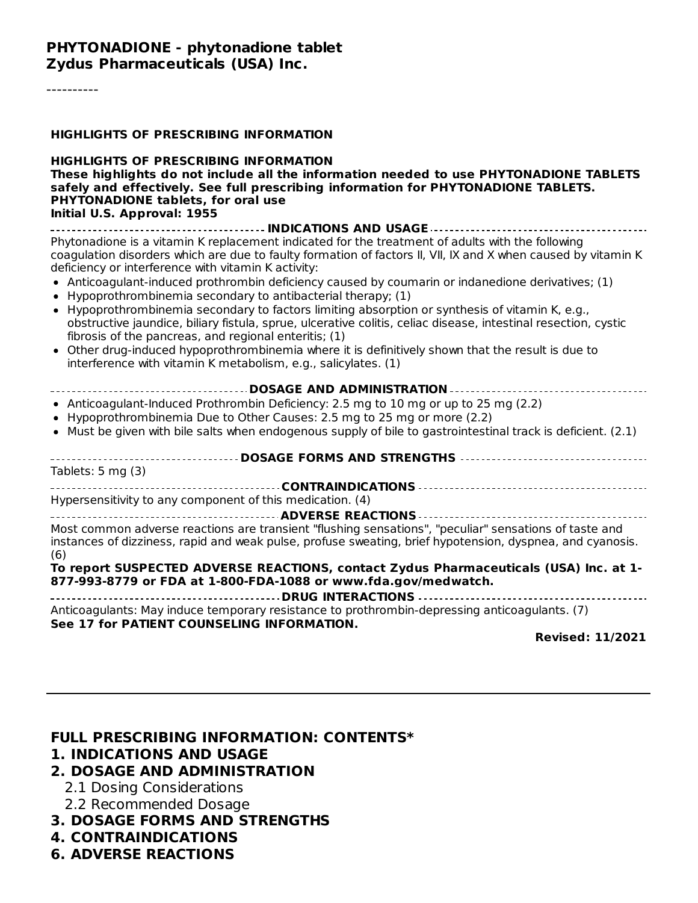**PHYTONADIONE - phytonadione tablet**
**Zydus Pharmaceuticals (USA) Inc.**

----------

**HIGHLIGHTS OF PRESCRIBING INFORMATION**

**HIGHLIGHTS OF PRESCRIBING INFORMATION**
**These highlights do not include all the information needed to use PHYTONADIONE TABLETS safely and effectively. See full prescribing information for PHYTONADIONE TABLETS.**
**PHYTONADIONE tablets, for oral use**
**Initial U.S. Approval: 1955**

**INDICATIONS AND USAGE**

Phytonadione is a vitamin K replacement indicated for the treatment of adults with the following coagulation disorders which are due to faulty formation of factors II, VII, IX and X when caused by vitamin K deficiency or interference with vitamin K activity:

- Anticoagulant-induced prothrombin deficiency caused by coumarin or indanedione derivatives; (1)
- Hypoprothrombinemia secondary to antibacterial therapy; (1)
- Hypoprothrombinemia secondary to factors limiting absorption or synthesis of vitamin K, e.g., obstructive jaundice, biliary fistula, sprue, ulcerative colitis, celiac disease, intestinal resection, cystic fibrosis of the pancreas, and regional enteritis; (1)
- Other drug-induced hypoprothrombinemia where it is definitively shown that the result is due to interference with vitamin K metabolism, e.g., salicylates. (1)

**DOSAGE AND ADMINISTRATION**

- Anticoagulant-Induced Prothrombin Deficiency: 2.5 mg to 10 mg or up to 25 mg (2.2)
- Hypoprothrombinemia Due to Other Causes: 2.5 mg to 25 mg or more (2.2)
- Must be given with bile salts when endogenous supply of bile to gastrointestinal track is deficient. (2.1)

**DOSAGE FORMS AND STRENGTHS**

Tablets: 5 mg (3)

**CONTRAINDICATIONS**

Hypersensitivity to any component of this medication. (4)

**ADVERSE REACTIONS**

Most common adverse reactions are transient "flushing sensations", "peculiar" sensations of taste and instances of dizziness, rapid and weak pulse, profuse sweating, brief hypotension, dyspnea, and cyanosis. (6)

**To report SUSPECTED ADVERSE REACTIONS, contact Zydus Pharmaceuticals (USA) Inc. at 1-877-993-8779 or FDA at 1-800-FDA-1088 or www.fda.gov/medwatch.**

**DRUG INTERACTIONS**

Anticoagulants: May induce temporary resistance to prothrombin-depressing anticoagulants. (7)

**See 17 for PATIENT COUNSELING INFORMATION.**

**Revised: 11/2021**

---

**FULL PRESCRIBING INFORMATION: CONTENTS***

**1. INDICATIONS AND USAGE**

**2. DOSAGE AND ADMINISTRATION**

- 2.1 Dosing Considerations
- 2.2 Recommended Dosage

**3. DOSAGE FORMS AND STRENGTHS**

**4. CONTRAINDICATIONS**

**6. ADVERSE REACTIONS**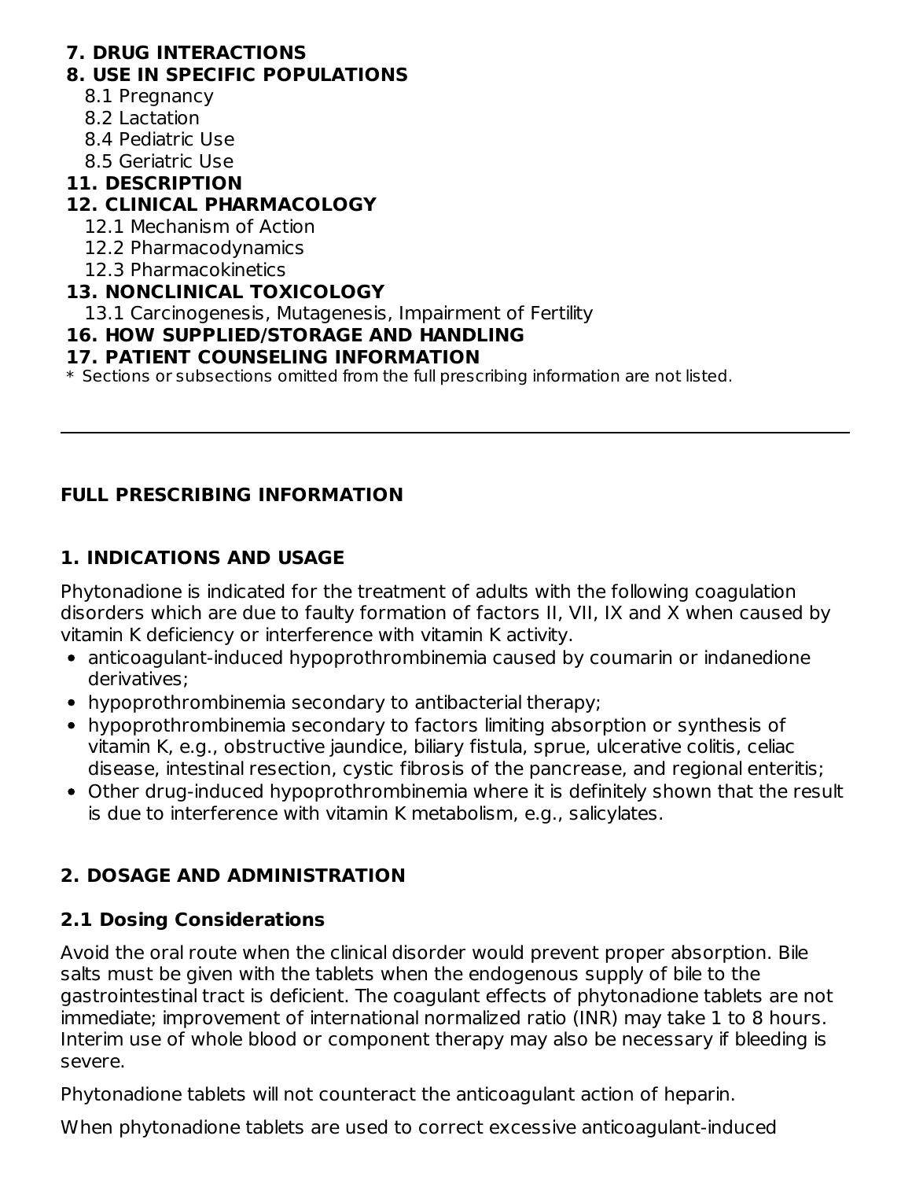**7. DRUG INTERACTIONS**
**8. USE IN SPECIFIC POPULATIONS**
- 8.1 Pregnancy
- 8.2 Lactation
- 8.4 Pediatric Use
- 8.5 Geriatric Use

**11. DESCRIPTION**
**12. CLINICAL PHARMACOLOGY**
- 12.1 Mechanism of Action
- 12.2 Pharmacodynamics
- 12.3 Pharmacokinetics

**13. NONCLINICAL TOXICOLOGY**
- 13.1 Carcinogenesis, Mutagenesis, Impairment of Fertility

**16. HOW SUPPLIED/STORAGE AND HANDLING**
**17. PATIENT COUNSELING INFORMATION**

\* Sections or subsections omitted from the full prescribing information are not listed.

---

## FULL PRESCRIBING INFORMATION

## 1. INDICATIONS AND USAGE

Phytonadione is indicated for the treatment of adults with the following coagulation disorders which are due to faulty formation of factors II, VII, IX and X when caused by vitamin K deficiency or interference with vitamin K activity.

- anticoagulant-induced hypoprothrombinemia caused by coumarin or indanedione derivatives;
- hypoprothrombinemia secondary to antibacterial therapy;
- hypoprothrombinemia secondary to factors limiting absorption or synthesis of vitamin K, e.g., obstructive jaundice, biliary fistula, sprue, ulcerative colitis, celiac disease, intestinal resection, cystic fibrosis of the pancrease, and regional enteritis;
- Other drug-induced hypoprothrombinemia where it is definitely shown that the result is due to interference with vitamin K metabolism, e.g., salicylates.

## 2. DOSAGE AND ADMINISTRATION

### 2.1 Dosing Considerations

Avoid the oral route when the clinical disorder would prevent proper absorption. Bile salts must be given with the tablets when the endogenous supply of bile to the gastrointestinal tract is deficient. The coagulant effects of phytonadione tablets are not immediate; improvement of international normalized ratio (INR) may take 1 to 8 hours. Interim use of whole blood or component therapy may also be necessary if bleeding is severe.

Phytonadione tablets will not counteract the anticoagulant action of heparin.

When phytonadione tablets are used to correct excessive anticoagulant-induced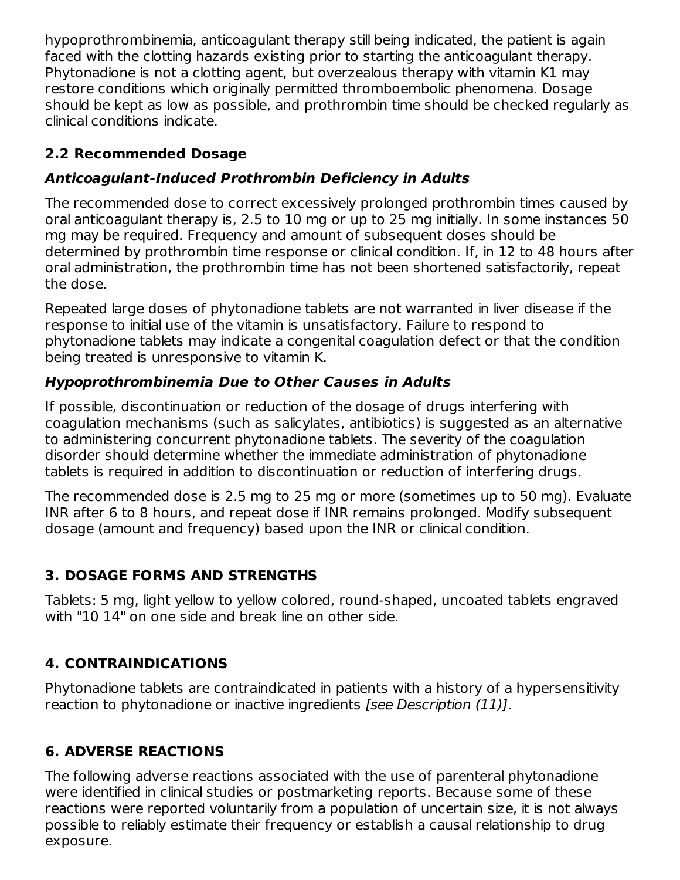hypoprothrombinemia, anticoagulant therapy still being indicated, the patient is again faced with the clotting hazards existing prior to starting the anticoagulant therapy. Phytonadione is not a clotting agent, but overzealous therapy with vitamin K1 may restore conditions which originally permitted thromboembolic phenomena. Dosage should be kept as low as possible, and prothrombin time should be checked regularly as clinical conditions indicate.

### 2.2 Recommended Dosage

***Anticoagulant-Induced Prothrombin Deficiency in Adults***

The recommended dose to correct excessively prolonged prothrombin times caused by oral anticoagulant therapy is, 2.5 to 10 mg or up to 25 mg initially. In some instances 50 mg may be required. Frequency and amount of subsequent doses should be determined by prothrombin time response or clinical condition. If, in 12 to 48 hours after oral administration, the prothrombin time has not been shortened satisfactorily, repeat the dose.

Repeated large doses of phytonadione tablets are not warranted in liver disease if the response to initial use of the vitamin is unsatisfactory. Failure to respond to phytonadione tablets may indicate a congenital coagulation defect or that the condition being treated is unresponsive to vitamin K.

***Hypoprothrombinemia Due to Other Causes in Adults***

If possible, discontinuation or reduction of the dosage of drugs interfering with coagulation mechanisms (such as salicylates, antibiotics) is suggested as an alternative to administering concurrent phytonadione tablets. The severity of the coagulation disorder should determine whether the immediate administration of phytonadione tablets is required in addition to discontinuation or reduction of interfering drugs.

The recommended dose is 2.5 mg to 25 mg or more (sometimes up to 50 mg). Evaluate INR after 6 to 8 hours, and repeat dose if INR remains prolonged. Modify subsequent dosage (amount and frequency) based upon the INR or clinical condition.

## 3. DOSAGE FORMS AND STRENGTHS

Tablets: 5 mg, light yellow to yellow colored, round-shaped, uncoated tablets engraved with "10 14" on one side and break line on other side.

## 4. CONTRAINDICATIONS

Phytonadione tablets are contraindicated in patients with a history of a hypersensitivity reaction to phytonadione or inactive ingredients *[see Description (11)]*.

## 6. ADVERSE REACTIONS

The following adverse reactions associated with the use of parenteral phytonadione were identified in clinical studies or postmarketing reports. Because some of these reactions were reported voluntarily from a population of uncertain size, it is not always possible to reliably estimate their frequency or establish a causal relationship to drug exposure.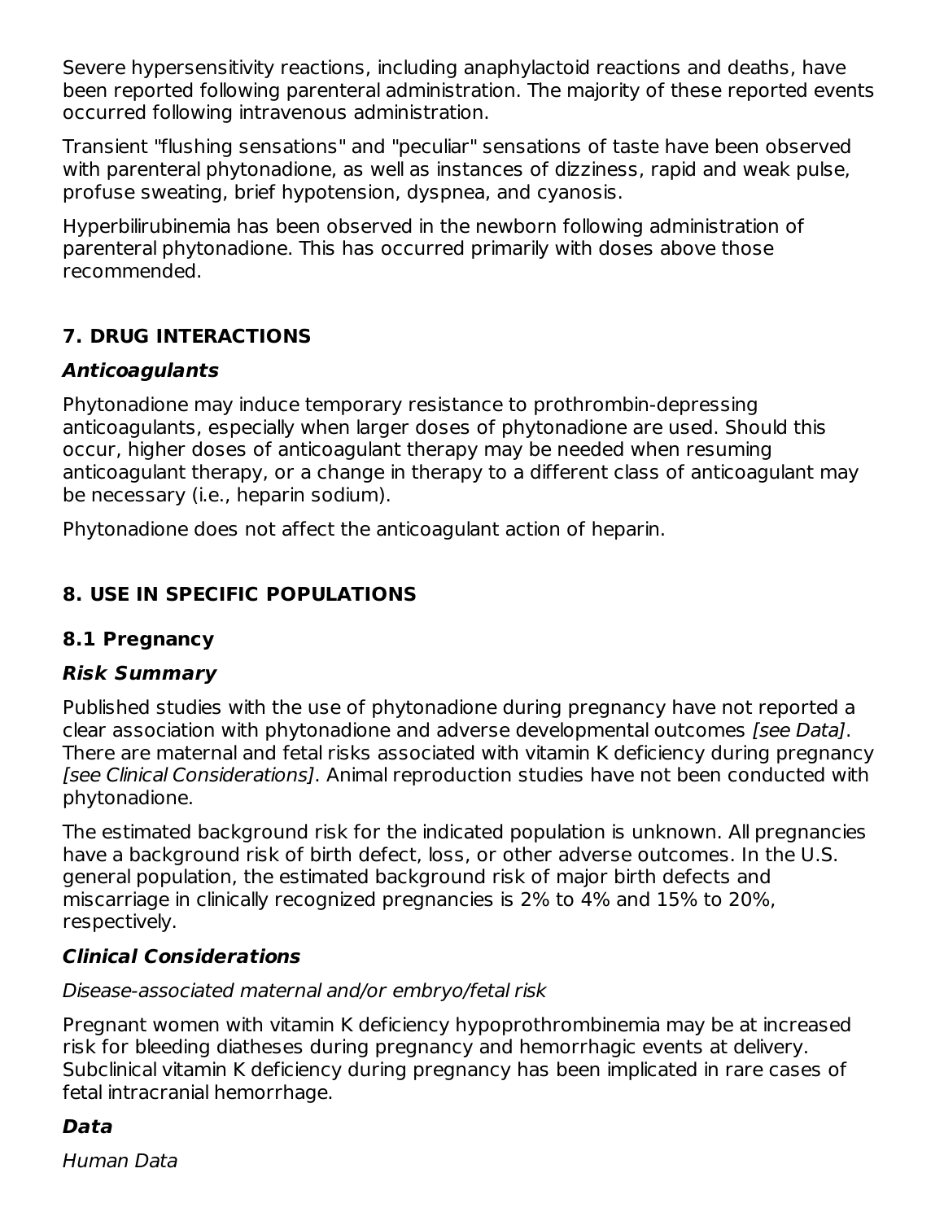Severe hypersensitivity reactions, including anaphylactoid reactions and deaths, have been reported following parenteral administration. The majority of these reported events occurred following intravenous administration.

Transient "flushing sensations" and "peculiar" sensations of taste have been observed with parenteral phytonadione, as well as instances of dizziness, rapid and weak pulse, profuse sweating, brief hypotension, dyspnea, and cyanosis.

Hyperbilirubinemia has been observed in the newborn following administration of parenteral phytonadione. This has occurred primarily with doses above those recommended.

## 7. DRUG INTERACTIONS

### *Anticoagulants*

Phytonadione may induce temporary resistance to prothrombin-depressing anticoagulants, especially when larger doses of phytonadione are used. Should this occur, higher doses of anticoagulant therapy may be needed when resuming anticoagulant therapy, or a change in therapy to a different class of anticoagulant may be necessary (i.e., heparin sodium).

Phytonadione does not affect the anticoagulant action of heparin.

## 8. USE IN SPECIFIC POPULATIONS

### 8.1 Pregnancy

#### *Risk Summary*

Published studies with the use of phytonadione during pregnancy have not reported a clear association with phytonadione and adverse developmental outcomes *[see Data]*. There are maternal and fetal risks associated with vitamin K deficiency during pregnancy *[see Clinical Considerations]*. Animal reproduction studies have not been conducted with phytonadione.

The estimated background risk for the indicated population is unknown. All pregnancies have a background risk of birth defect, loss, or other adverse outcomes. In the U.S. general population, the estimated background risk of major birth defects and miscarriage in clinically recognized pregnancies is 2% to 4% and 15% to 20%, respectively.

#### *Clinical Considerations*

*Disease-associated maternal and/or embryo/fetal risk*

Pregnant women with vitamin K deficiency hypoprothrombinemia may be at increased risk for bleeding diatheses during pregnancy and hemorrhagic events at delivery. Subclinical vitamin K deficiency during pregnancy has been implicated in rare cases of fetal intracranial hemorrhage.

#### *Data*

*Human Data*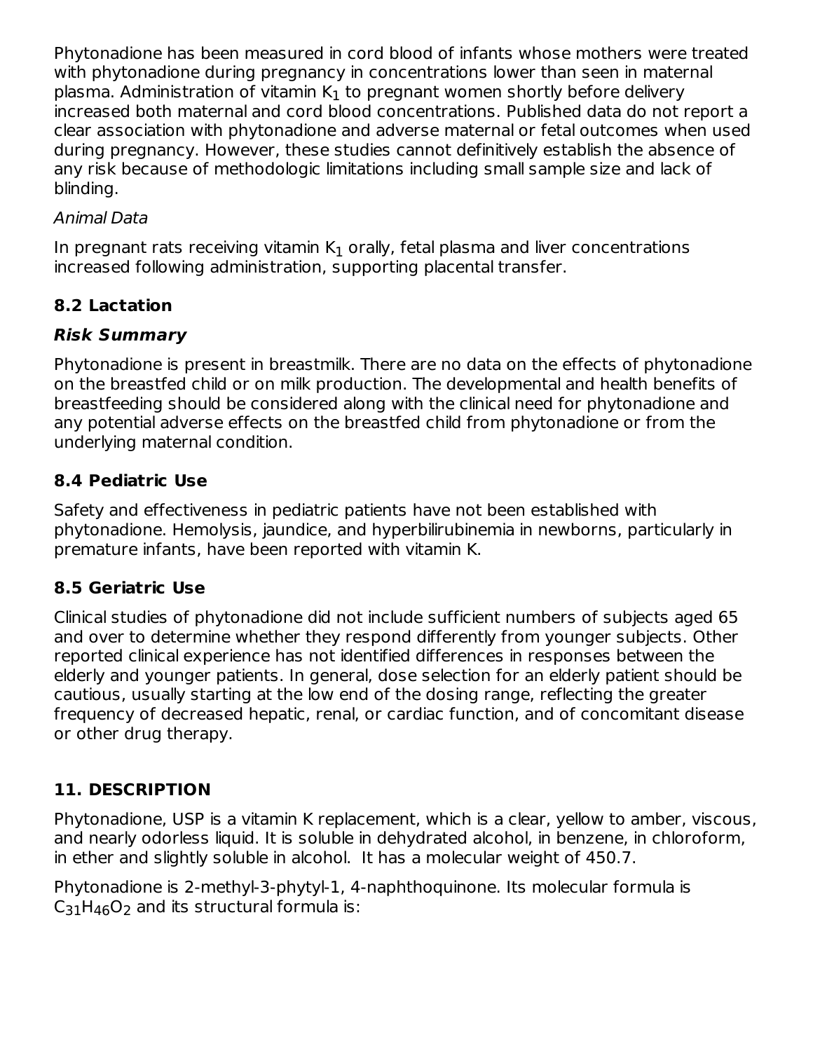Phytonadione has been measured in cord blood of infants whose mothers were treated with phytonadione during pregnancy in concentrations lower than seen in maternal plasma. Administration of vitamin $K_1$ to pregnant women shortly before delivery increased both maternal and cord blood concentrations. Published data do not report a clear association with phytonadione and adverse maternal or fetal outcomes when used during pregnancy. However, these studies cannot definitively establish the absence of any risk because of methodologic limitations including small sample size and lack of blinding.

*Animal Data*

In pregnant rats receiving vitamin $K_1$ orally, fetal plasma and liver concentrations increased following administration, supporting placental transfer.

### 8.2 Lactation

***Risk Summary***

Phytonadione is present in breastmilk. There are no data on the effects of phytonadione on the breastfed child or on milk production. The developmental and health benefits of breastfeeding should be considered along with the clinical need for phytonadione and any potential adverse effects on the breastfed child from phytonadione or from the underlying maternal condition.

### 8.4 Pediatric Use

Safety and effectiveness in pediatric patients have not been established with phytonadione. Hemolysis, jaundice, and hyperbilirubinemia in newborns, particularly in premature infants, have been reported with vitamin K.

### 8.5 Geriatric Use

Clinical studies of phytonadione did not include sufficient numbers of subjects aged 65 and over to determine whether they respond differently from younger subjects. Other reported clinical experience has not identified differences in responses between the elderly and younger patients. In general, dose selection for an elderly patient should be cautious, usually starting at the low end of the dosing range, reflecting the greater frequency of decreased hepatic, renal, or cardiac function, and of concomitant disease or other drug therapy.

## 11. DESCRIPTION

Phytonadione, USP is a vitamin K replacement, which is a clear, yellow to amber, viscous, and nearly odorless liquid. It is soluble in dehydrated alcohol, in benzene, in chloroform, in ether and slightly soluble in alcohol. It has a molecular weight of 450.7.

Phytonadione is 2-methyl-3-phytyl-1, 4-naphthoquinone. Its molecular formula is $C_{31}H_{46}O_2$ and its structural formula is: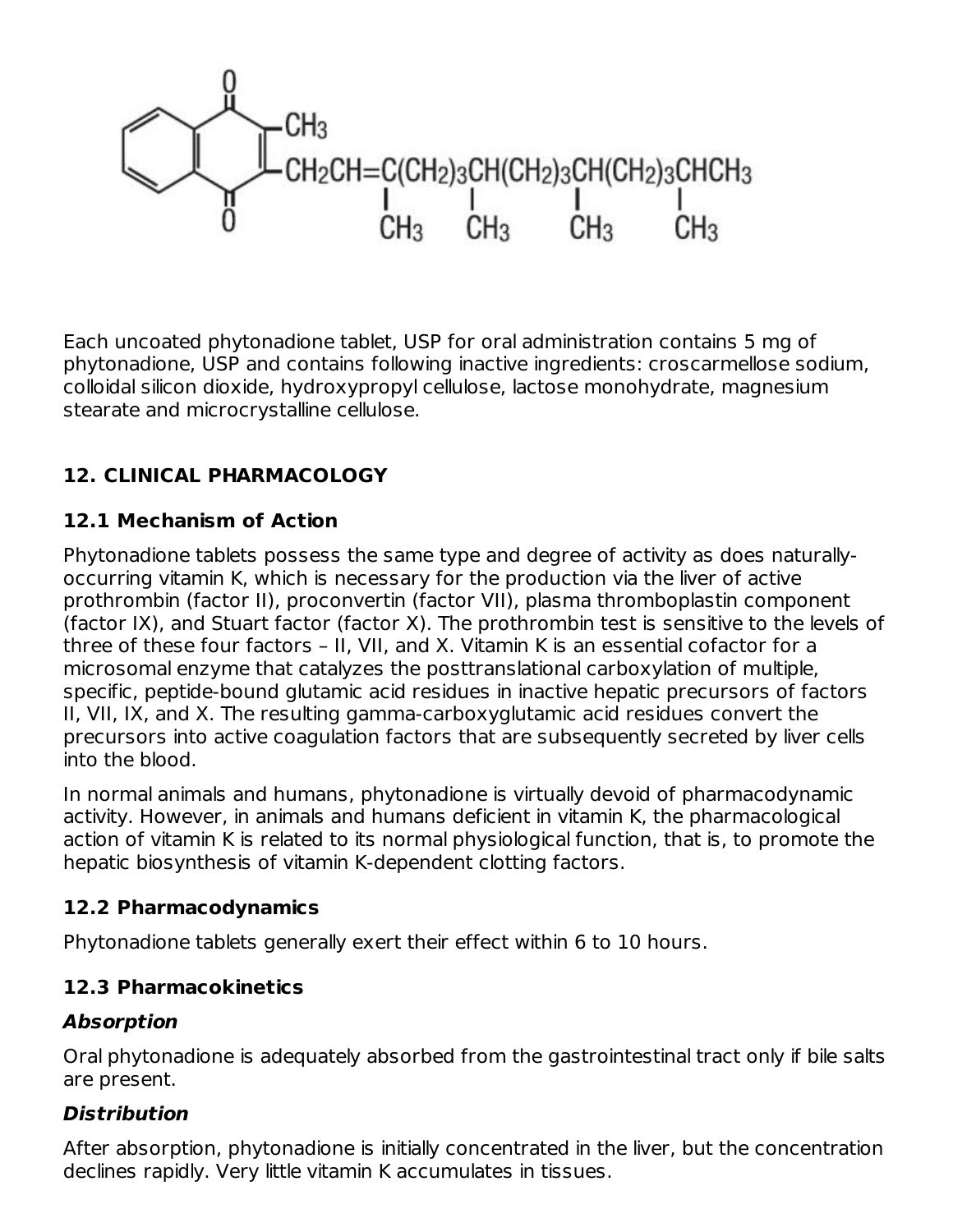Each uncoated phytonadione tablet, USP for oral administration contains 5 mg of phytonadione, USP and contains following inactive ingredients: croscarmellose sodium, colloidal silicon dioxide, hydroxypropyl cellulose, lactose monohydrate, magnesium stearate and microcrystalline cellulose.

## 12. CLINICAL PHARMACOLOGY

### 12.1 Mechanism of Action

Phytonadione tablets possess the same type and degree of activity as does naturally-occurring vitamin K, which is necessary for the production via the liver of active prothrombin (factor II), proconvertin (factor VII), plasma thromboplastin component (factor IX), and Stuart factor (factor X). The prothrombin test is sensitive to the levels of three of these four factors – II, VII, and X. Vitamin K is an essential cofactor for a microsomal enzyme that catalyzes the posttranslational carboxylation of multiple, specific, peptide-bound glutamic acid residues in inactive hepatic precursors of factors II, VII, IX, and X. The resulting gamma-carboxyglutamic acid residues convert the precursors into active coagulation factors that are subsequently secreted by liver cells into the blood.

In normal animals and humans, phytonadione is virtually devoid of pharmacodynamic activity. However, in animals and humans deficient in vitamin K, the pharmacological action of vitamin K is related to its normal physiological function, that is, to promote the hepatic biosynthesis of vitamin K-dependent clotting factors.

### 12.2 Pharmacodynamics

Phytonadione tablets generally exert their effect within 6 to 10 hours.

### 12.3 Pharmacokinetics

***Absorption***

Oral phytonadione is adequately absorbed from the gastrointestinal tract only if bile salts are present.

***Distribution***

After absorption, phytonadione is initially concentrated in the liver, but the concentration declines rapidly. Very little vitamin K accumulates in tissues.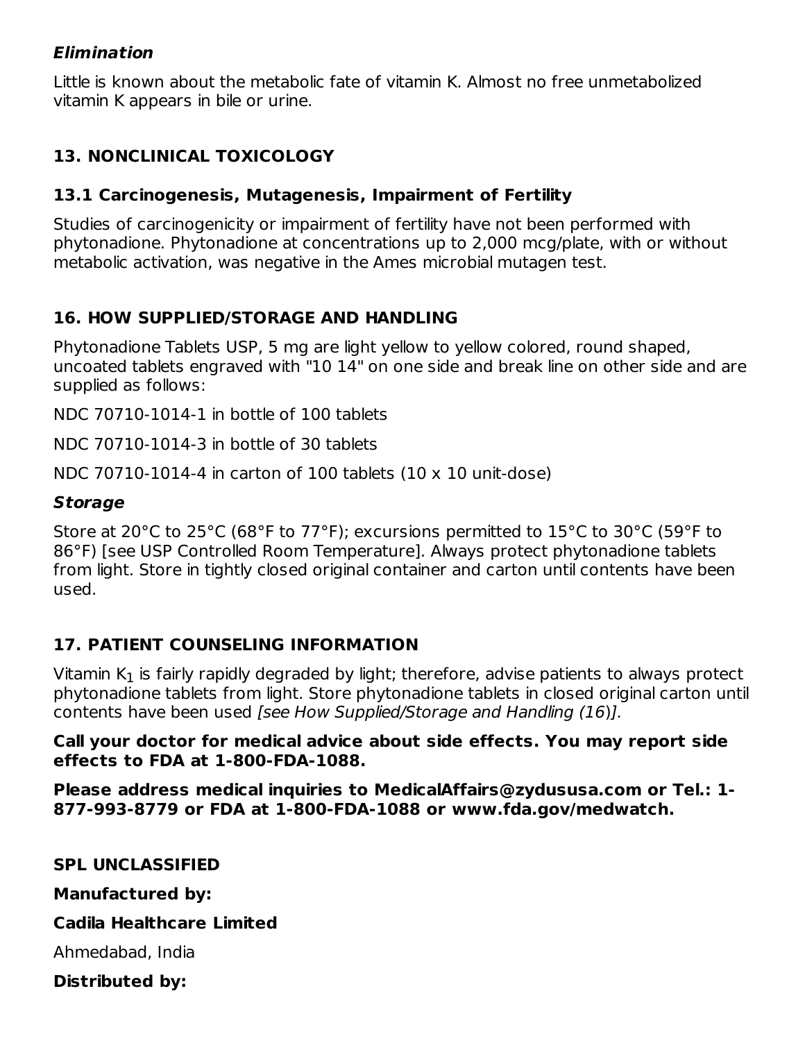### *Elimination*

Little is known about the metabolic fate of vitamin K. Almost no free unmetabolized vitamin K appears in bile or urine.

## 13. NONCLINICAL TOXICOLOGY

### 13.1 Carcinogenesis, Mutagenesis, Impairment of Fertility

Studies of carcinogenicity or impairment of fertility have not been performed with phytonadione. Phytonadione at concentrations up to 2,000 mcg/plate, with or without metabolic activation, was negative in the Ames microbial mutagen test.

## 16. HOW SUPPLIED/STORAGE AND HANDLING

Phytonadione Tablets USP, 5 mg are light yellow to yellow colored, round shaped, uncoated tablets engraved with "10 14" on one side and break line on other side and are supplied as follows:

NDC 70710-1014-1 in bottle of 100 tablets

NDC 70710-1014-3 in bottle of 30 tablets

NDC 70710-1014-4 in carton of 100 tablets (10 x 10 unit-dose)

### *Storage*

Store at 20°C to 25°C (68°F to 77°F); excursions permitted to 15°C to 30°C (59°F to 86°F) [see USP Controlled Room Temperature]. Always protect phytonadione tablets from light. Store in tightly closed original container and carton until contents have been used.

## 17. PATIENT COUNSELING INFORMATION

Vitamin $K_1$ is fairly rapidly degraded by light; therefore, advise patients to always protect phytonadione tablets from light. Store phytonadione tablets in closed original carton until contents have been used *[see How Supplied/Storage and Handling (16)].*

**Call your doctor for medical advice about side effects. You may report side effects to FDA at 1-800-FDA-1088.**

**Please address medical inquiries to MedicalAffairs@zydususa.com or Tel.: 1-877-993-8779 or FDA at 1-800-FDA-1088 or www.fda.gov/medwatch.**

**SPL UNCLASSIFIED**

**Manufactured by:**

**Cadila Healthcare Limited**

Ahmedabad, India

**Distributed by:**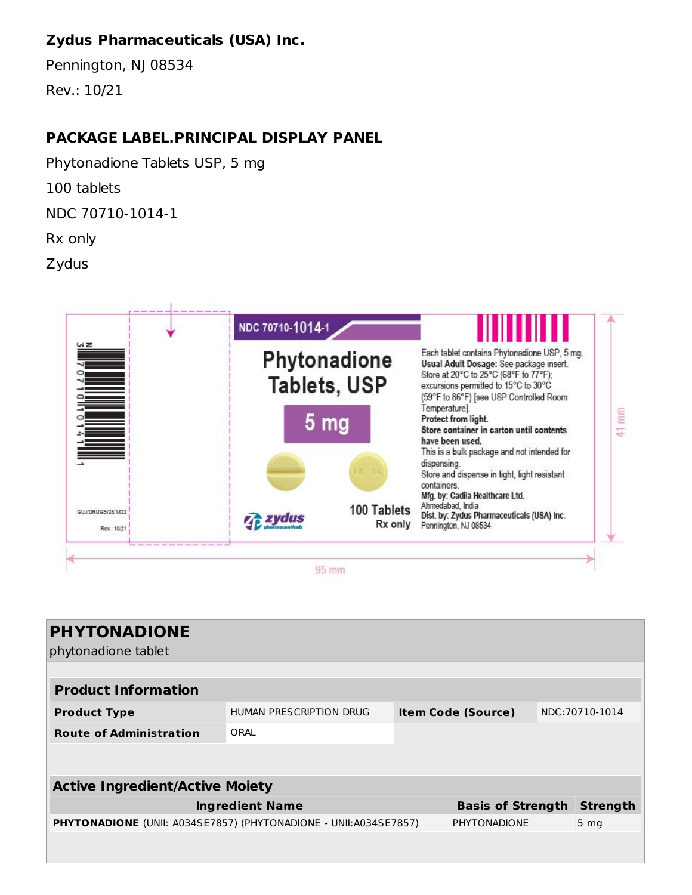**Zydus Pharmaceuticals (USA) Inc.**

Pennington, NJ 08534

Rev.: 10/21

## PACKAGE LABEL.PRINCIPAL DISPLAY PANEL

Phytonadione Tablets USP, 5 mg

100 tablets

NDC 70710-1014-1

Rx only

Zydus

NDC 70710-1014-1

Phytonadione Tablets, USP

5 mg

100 Tablets

Rx only

Each tablet contains Phytonadione USP, 5 mg.
**Usual Adult Dosage:** See package insert.
Store at 20°C to 25°C (68°F to 77°F); excursions permitted to 15°C to 30°C (59°F to 86°F) [see USP Controlled Room Temperature].
**Protect from light.**
**Store container in carton until contents have been used.**
This is a bulk package and not intended for dispensing.
Store and dispense in tight, light resistant containers.
**Mfg. by: Cadila Healthcare Ltd.**
Ahmedabad, India
**Dist. by: Zydus Pharmaceuticals (USA) Inc.**
Pennington, NJ 08534

GUJ/DRUGS/28/1422

Rev.: 10/21

95 mm

41 mm

## PHYTONADIONE

phytonadione tablet

| **Product Information** | | | |
|---|---|---|---|
| **Product Type** | HUMAN PRESCRIPTION DRUG | **Item Code (Source)** | NDC:70710-1014 |
| **Route of Administration** | ORAL | | |

| **Active Ingredient/Active Moiety** | | |
|---|---|---|
| **Ingredient Name** | **Basis of Strength** | **Strength** |
| **PHYTONADIONE** (UNII: A034SE7857) (PHYTONADIONE - UNII:A034SE7857) | PHYTONADIONE | 5 mg |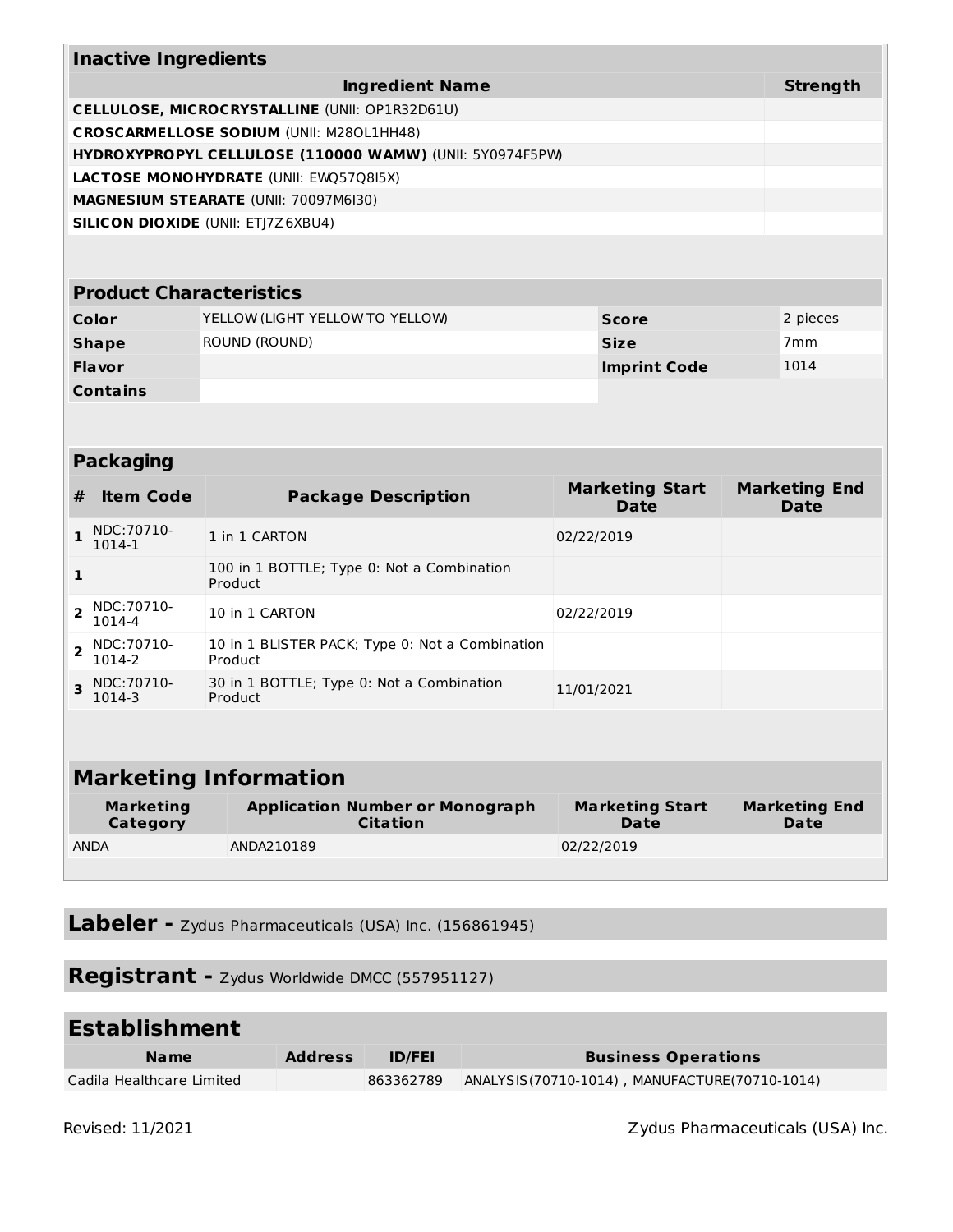| Inactive Ingredients | |
|---|---|
| **Ingredient Name** | **Strength** |
| **CELLULOSE, MICROCRYSTALLINE** (UNII: OP1R32D61U) | |
| **CROSCARMELLOSE SODIUM** (UNII: M28OL1HH48) | |
| **HYDROXYPROPYL CELLULOSE (110000 WAMW)** (UNII: 5Y0974F5PW) | |
| **LACTOSE MONOHYDRATE** (UNII: EWQ57Q8I5X) | |
| **MAGNESIUM STEARATE** (UNII: 70097M6I30) | |
| **SILICON DIOXIDE** (UNII: ETJ7Z6XBU4) | |

| Product Characteristics | | | |
|---|---|---|---|
| **Color** | YELLOW (LIGHT YELLOW TO YELLOW) | **Score** | 2 pieces |
| **Shape** | ROUND (ROUND) | **Size** | 7mm |
| **Flavor** | | **Imprint Code** | 1014 |
| **Contains** | | | |

| Packaging | | | | |
|---|---|---|---|---|
| **#** | **Item Code** | **Package Description** | **Marketing Start Date** | **Marketing End Date** |
| 1 | NDC:70710-1014-1 | 1 in 1 CARTON | 02/22/2019 | |
| 1 | | 100 in 1 BOTTLE; Type 0: Not a Combination Product | | |
| 2 | NDC:70710-1014-4 | 10 in 1 CARTON | 02/22/2019 | |
| 2 | NDC:70710-1014-2 | 10 in 1 BLISTER PACK; Type 0: Not a Combination Product | | |
| 3 | NDC:70710-1014-3 | 30 in 1 BOTTLE; Type 0: Not a Combination Product | 11/01/2021 | |

| Marketing Information | | | |
|---|---|---|---|
| **Marketing Category** | **Application Number or Monograph Citation** | **Marketing Start Date** | **Marketing End Date** |
| ANDA | ANDA210189 | 02/22/2019 | |

## Labeler - Zydus Pharmaceuticals (USA) Inc. (156861945)

## Registrant - Zydus Worldwide DMCC (557951127)

## Establishment

| Name | Address | ID/FEI | Business Operations |
|---|---|---|---|
| Cadila Healthcare Limited | | 863362789 | ANALYSIS(70710-1014) , MANUFACTURE(70710-1014) |

Revised: 11/2021

Zydus Pharmaceuticals (USA) Inc.